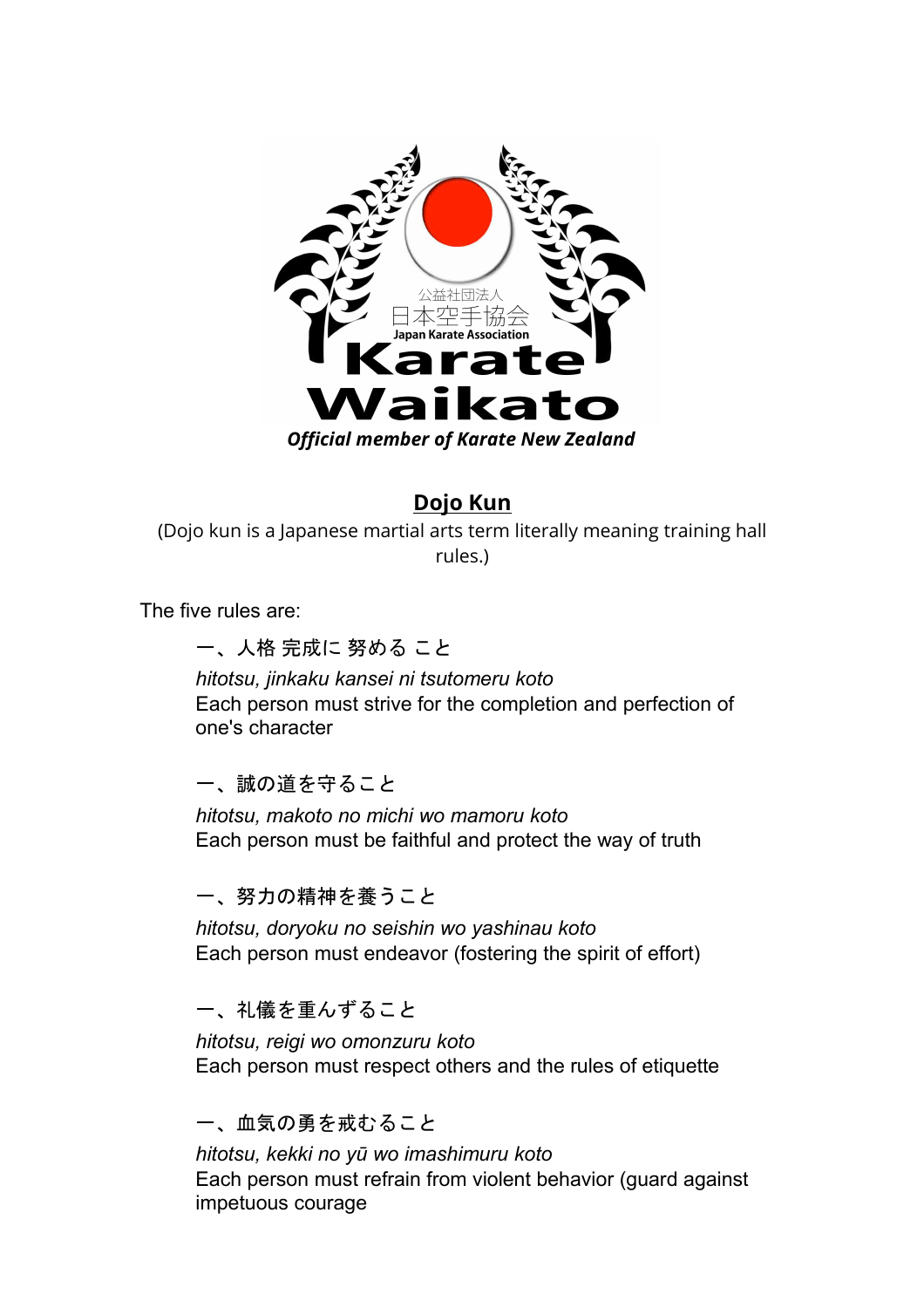公益社団法人
日本空手協会
Japan Karate Association
Karate
Waikato
*Official member of Karate New Zealand*

## Dojo Kun

(Dojo kun is a Japanese martial arts term literally meaning training hall rules.)

The five rules are:

一、人格 完成に 努める こと
*hitotsu, jinkaku kansei ni tsutomeru koto*
Each person must strive for the completion and perfection of one's character

一、誠の道を守ること
*hitotsu, makoto no michi wo mamoru koto*
Each person must be faithful and protect the way of truth

一、努力の精神を養うこと
*hitotsu, doryoku no seishin wo yashinau koto*
Each person must endeavor (fostering the spirit of effort)

一、礼儀を重んずること
*hitotsu, reigi wo omonzuru koto*
Each person must respect others and the rules of etiquette

一、血気の勇を戒むること
*hitotsu, kekki no yū wo imashimuru koto*
Each person must refrain from violent behavior (guard against impetuous courage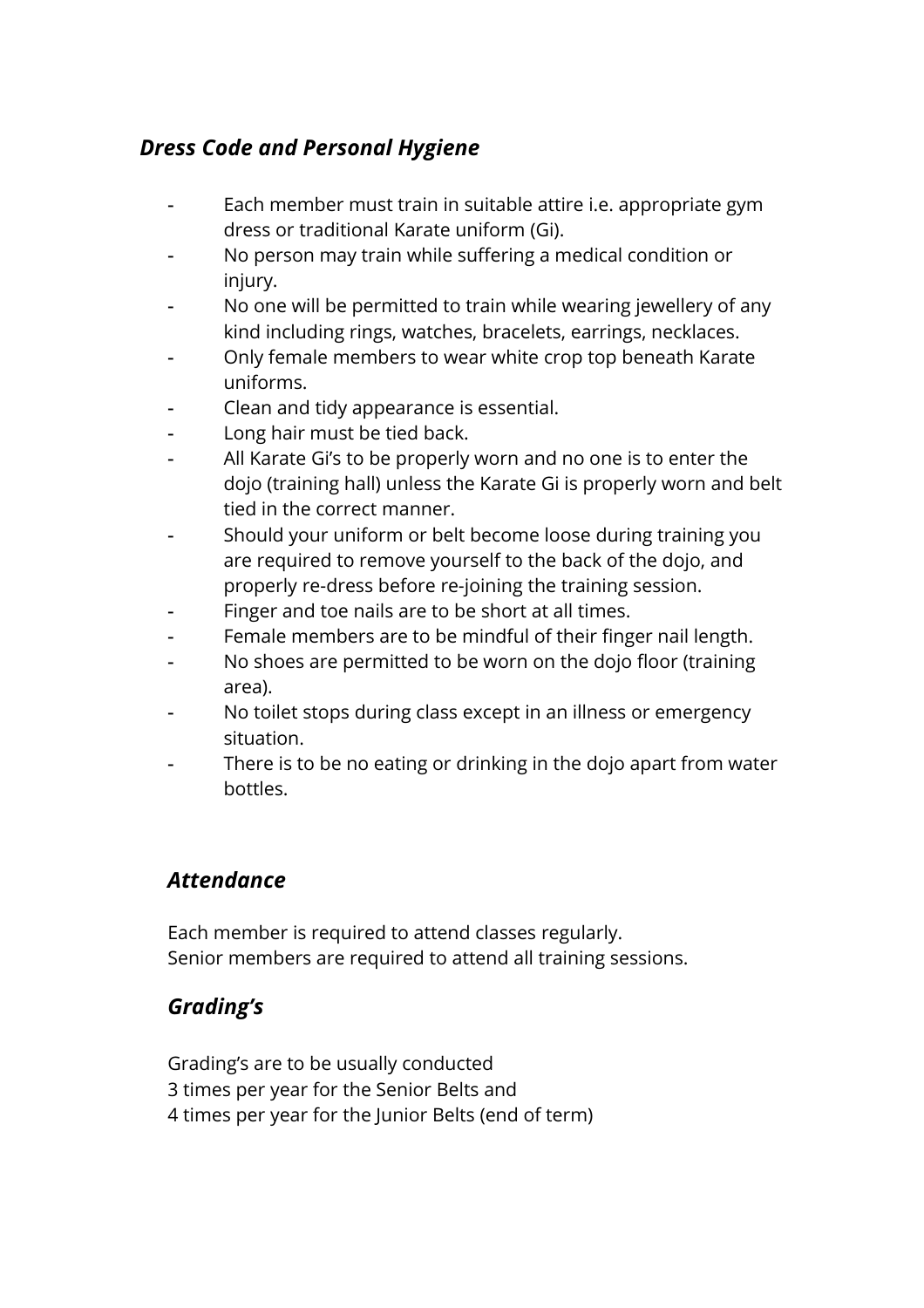### *Dress Code and Personal Hygiene*

- Each member must train in suitable attire i.e. appropriate gym dress or traditional Karate uniform (Gi).
- No person may train while suffering a medical condition or injury.
- No one will be permitted to train while wearing jewellery of any kind including rings, watches, bracelets, earrings, necklaces.
- Only female members to wear white crop top beneath Karate uniforms.
- Clean and tidy appearance is essential.
- Long hair must be tied back.
- All Karate Gi's to be properly worn and no one is to enter the dojo (training hall) unless the Karate Gi is properly worn and belt tied in the correct manner.
- Should your uniform or belt become loose during training you are required to remove yourself to the back of the dojo, and properly re-dress before re-joining the training session.
- Finger and toe nails are to be short at all times.
- Female members are to be mindful of their finger nail length.
- No shoes are permitted to be worn on the dojo floor (training area).
- No toilet stops during class except in an illness or emergency situation.
- There is to be no eating or drinking in the dojo apart from water bottles.

### *Attendance*

Each member is required to attend classes regularly.
Senior members are required to attend all training sessions.

### *Grading's*

Grading's are to be usually conducted
3 times per year for the Senior Belts and
4 times per year for the Junior Belts (end of term)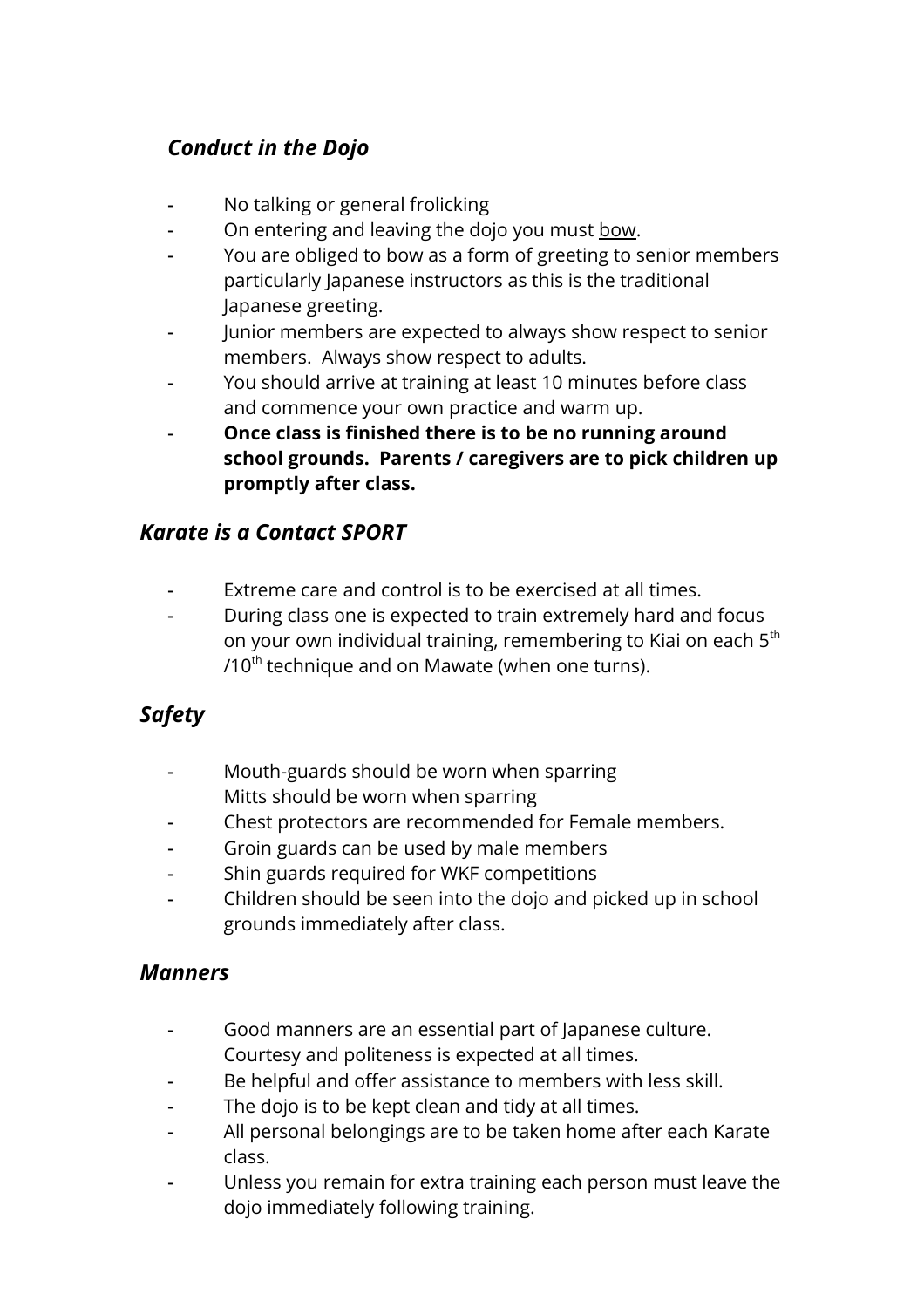### *Conduct in the Dojo*

- No talking or general frolicking
- On entering and leaving the dojo you must <u>bow</u>.
- You are obliged to bow as a form of greeting to senior members particularly Japanese instructors as this is the traditional Japanese greeting.
- Junior members are expected to always show respect to senior members. Always show respect to adults.
- You should arrive at training at least 10 minutes before class and commence your own practice and warm up.
- **Once class is finished there is to be no running around school grounds. Parents / caregivers are to pick children up promptly after class.**

### *Karate is a Contact SPORT*

- Extreme care and control is to be exercised at all times.
- During class one is expected to train extremely hard and focus on your own individual training, remembering to Kiai on each 5th /10th technique and on Mawate (when one turns).

### *Safety*

- Mouth-guards should be worn when sparring
  Mitts should be worn when sparring
- Chest protectors are recommended for Female members.
- Groin guards can be used by male members
- Shin guards required for WKF competitions
- Children should be seen into the dojo and picked up in school grounds immediately after class.

### *Manners*

- Good manners are an essential part of Japanese culture. Courtesy and politeness is expected at all times.
- Be helpful and offer assistance to members with less skill.
- The dojo is to be kept clean and tidy at all times.
- All personal belongings are to be taken home after each Karate class.
- Unless you remain for extra training each person must leave the dojo immediately following training.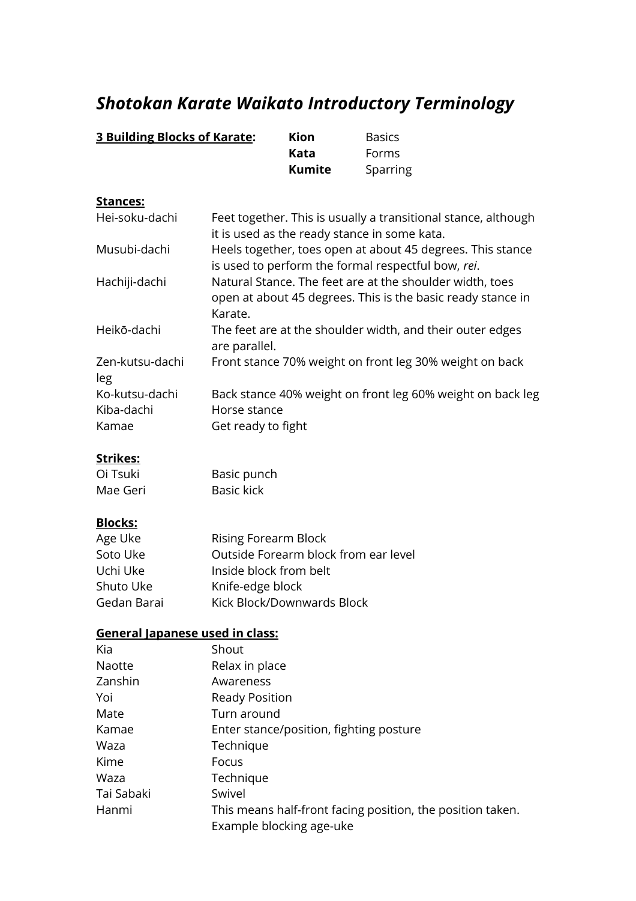# *Shotokan Karate Waikato Introductory Terminology*

| **3 Building Blocks of Karate:** | | |
|---|---|---|
| | **Kion** | Basics |
| | **Kata** | Forms |
| | **Kumite** | Sparring |

**Stances:**

| | |
|---|---|
| Hei-soku-dachi | Feet together. This is usually a transitional stance, although it is used as the ready stance in some kata. |
| Musubi-dachi | Heels together, toes open at about 45 degrees. This stance is used to perform the formal respectful bow, *rei*. |
| Hachiji-dachi | Natural Stance. The feet are at the shoulder width, toes open at about 45 degrees. This is the basic ready stance in Karate. |
| Heikō-dachi | The feet are at the shoulder width, and their outer edges are parallel. |
| Zen-kutsu-dachi leg | Front stance 70% weight on front leg 30% weight on back |
| Ko-kutsu-dachi | Back stance 40% weight on front leg 60% weight on back leg |
| Kiba-dachi | Horse stance |
| Kamae | Get ready to fight |

**Strikes:**

| | |
|---|---|
| Oi Tsuki | Basic punch |
| Mae Geri | Basic kick |

**Blocks:**

| | |
|---|---|
| Age Uke | Rising Forearm Block |
| Soto Uke | Outside Forearm block from ear level |
| Uchi Uke | Inside block from belt |
| Shuto Uke | Knife-edge block |
| Gedan Barai | Kick Block/Downwards Block |

**General Japanese used in class:**

| | |
|---|---|
| Kia | Shout |
| Naotte | Relax in place |
| Zanshin | Awareness |
| Yoi | Ready Position |
| Mate | Turn around |
| Kamae | Enter stance/position, fighting posture |
| Waza | Technique |
| Kime | Focus |
| Waza | Technique |
| Tai Sabaki | Swivel |
| Hanmi | This means half-front facing position, the position taken. Example blocking age-uke |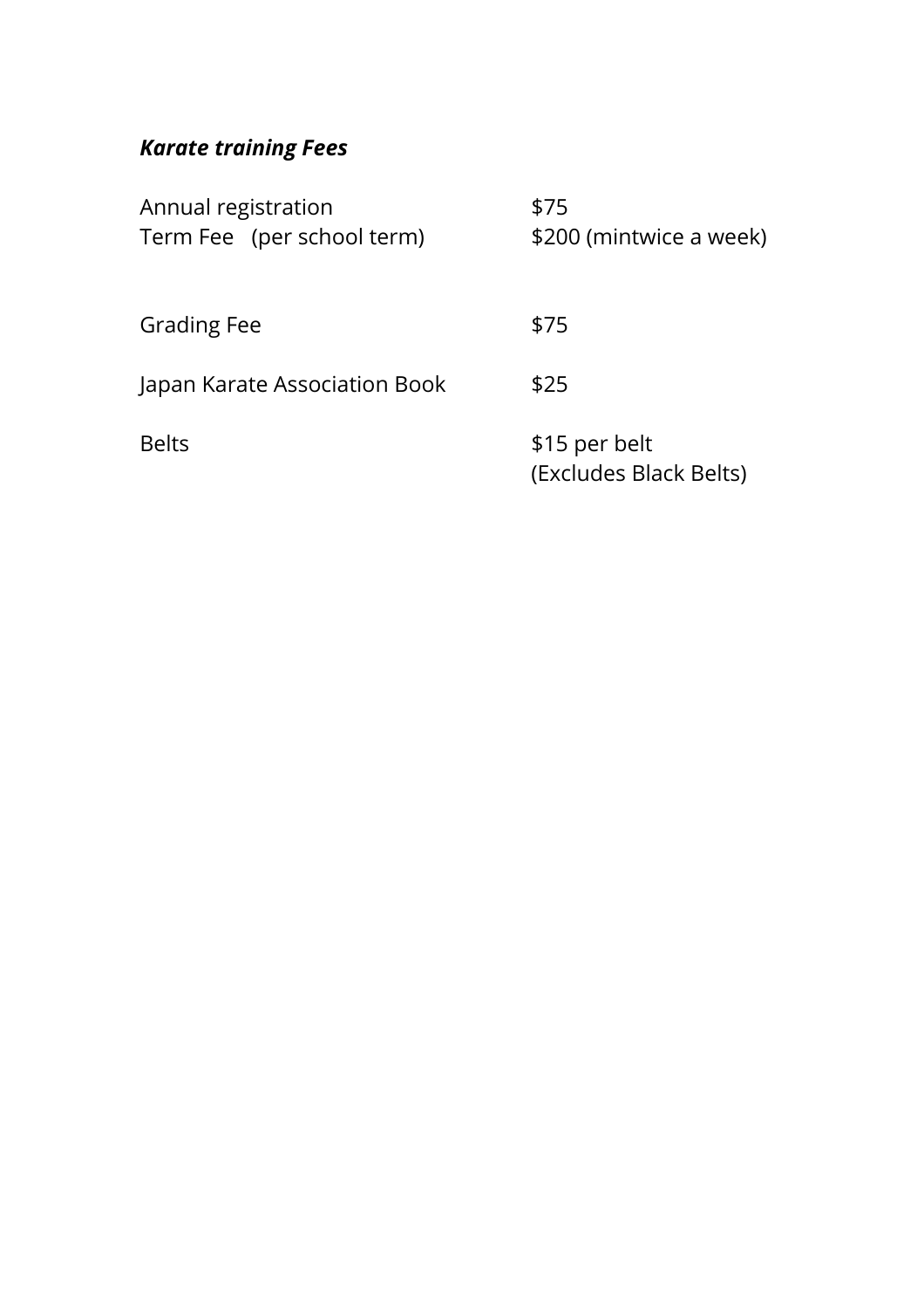***Karate training Fees***

| | |
|---|---|
| Annual registration | $75 |
| Term Fee (per school term) | $200 (mintwice a week) |
| Grading Fee | $75 |
| Japan Karate Association Book | $25 |
| Belts | $15 per belt (Excludes Black Belts) |